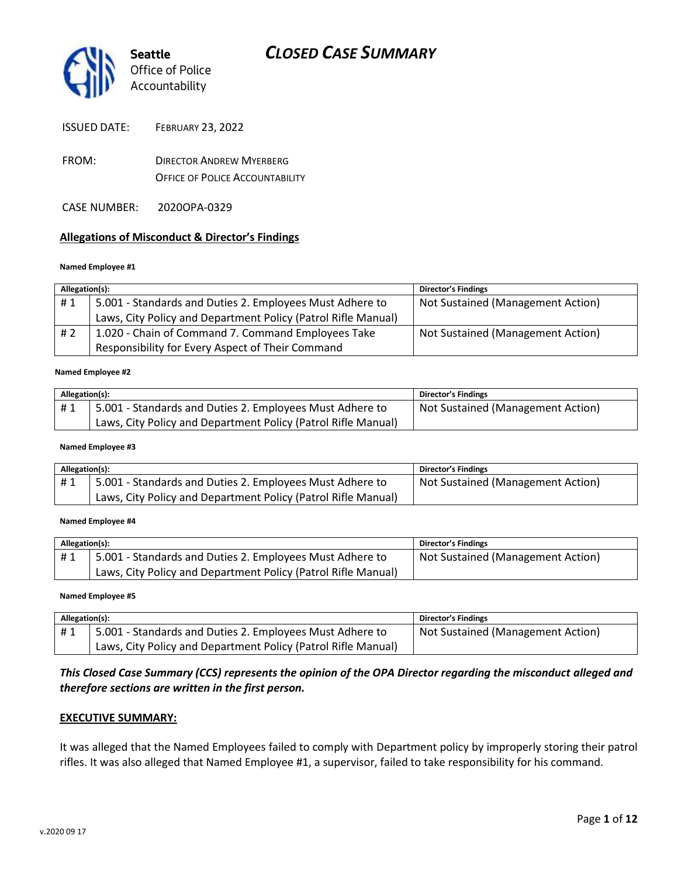Seattle
Office of Police
Accountability

# CLOSED CASE SUMMARY

ISSUED DATE: FEBRUARY 23, 2022

FROM: DIRECTOR ANDREW MYERBERG
OFFICE OF POLICE ACCOUNTABILITY

CASE NUMBER: 2020OPA-0329

## Allegations of Misconduct & Director's Findings

**Named Employee #1**

| Allegation(s): | | Director's Findings |
|---|---|---|
| # 1 | 5.001 - Standards and Duties 2. Employees Must Adhere to Laws, City Policy and Department Policy (Patrol Rifle Manual) | Not Sustained (Management Action) |
| # 2 | 1.020 - Chain of Command 7. Command Employees Take Responsibility for Every Aspect of Their Command | Not Sustained (Management Action) |

**Named Employee #2**

| Allegation(s): | | Director's Findings |
|---|---|---|
| # 1 | 5.001 - Standards and Duties 2. Employees Must Adhere to Laws, City Policy and Department Policy (Patrol Rifle Manual) | Not Sustained (Management Action) |

**Named Employee #3**

| Allegation(s): | | Director's Findings |
|---|---|---|
| # 1 | 5.001 - Standards and Duties 2. Employees Must Adhere to Laws, City Policy and Department Policy (Patrol Rifle Manual) | Not Sustained (Management Action) |

**Named Employee #4**

| Allegation(s): | | Director's Findings |
|---|---|---|
| # 1 | 5.001 - Standards and Duties 2. Employees Must Adhere to Laws, City Policy and Department Policy (Patrol Rifle Manual) | Not Sustained (Management Action) |

**Named Employee #5**

| Allegation(s): | | Director's Findings |
|---|---|---|
| # 1 | 5.001 - Standards and Duties 2. Employees Must Adhere to Laws, City Policy and Department Policy (Patrol Rifle Manual) | Not Sustained (Management Action) |

***This Closed Case Summary (CCS) represents the opinion of the OPA Director regarding the misconduct alleged and therefore sections are written in the first person.***

**EXECUTIVE SUMMARY:**

It was alleged that the Named Employees failed to comply with Department policy by improperly storing their patrol rifles. It was also alleged that Named Employee #1, a supervisor, failed to take responsibility for his command.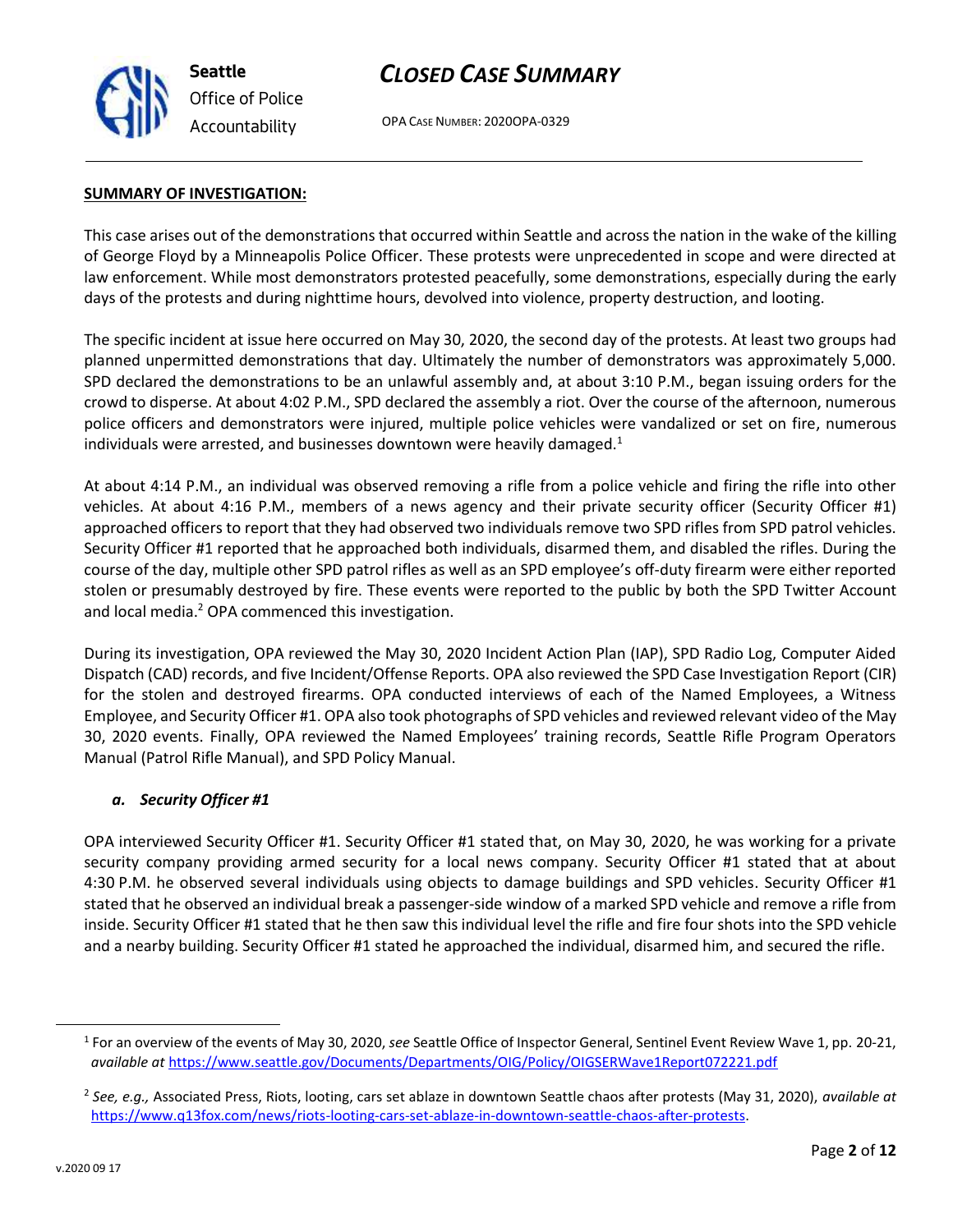## SUMMARY OF INVESTIGATION:

This case arises out of the demonstrations that occurred within Seattle and across the nation in the wake of the killing of George Floyd by a Minneapolis Police Officer. These protests were unprecedented in scope and were directed at law enforcement. While most demonstrators protested peacefully, some demonstrations, especially during the early days of the protests and during nighttime hours, devolved into violence, property destruction, and looting.

The specific incident at issue here occurred on May 30, 2020, the second day of the protests. At least two groups had planned unpermitted demonstrations that day. Ultimately the number of demonstrators was approximately 5,000. SPD declared the demonstrations to be an unlawful assembly and, at about 3:10 P.M., began issuing orders for the crowd to disperse. At about 4:02 P.M., SPD declared the assembly a riot. Over the course of the afternoon, numerous police officers and demonstrators were injured, multiple police vehicles were vandalized or set on fire, numerous individuals were arrested, and businesses downtown were heavily damaged.[1]

At about 4:14 P.M., an individual was observed removing a rifle from a police vehicle and firing the rifle into other vehicles. At about 4:16 P.M., members of a news agency and their private security officer (Security Officer #1) approached officers to report that they had observed two individuals remove two SPD rifles from SPD patrol vehicles. Security Officer #1 reported that he approached both individuals, disarmed them, and disabled the rifles. During the course of the day, multiple other SPD patrol rifles as well as an SPD employee's off-duty firearm were either reported stolen or presumably destroyed by fire. These events were reported to the public by both the SPD Twitter Account and local media.[2] OPA commenced this investigation.

During its investigation, OPA reviewed the May 30, 2020 Incident Action Plan (IAP), SPD Radio Log, Computer Aided Dispatch (CAD) records, and five Incident/Offense Reports. OPA also reviewed the SPD Case Investigation Report (CIR) for the stolen and destroyed firearms. OPA conducted interviews of each of the Named Employees, a Witness Employee, and Security Officer #1. OPA also took photographs of SPD vehicles and reviewed relevant video of the May 30, 2020 events. Finally, OPA reviewed the Named Employees' training records, Seattle Rifle Program Operators Manual (Patrol Rifle Manual), and SPD Policy Manual.

### *a. Security Officer #1*

OPA interviewed Security Officer #1. Security Officer #1 stated that, on May 30, 2020, he was working for a private security company providing armed security for a local news company. Security Officer #1 stated that at about 4:30 P.M. he observed several individuals using objects to damage buildings and SPD vehicles. Security Officer #1 stated that he observed an individual break a passenger-side window of a marked SPD vehicle and remove a rifle from inside. Security Officer #1 stated that he then saw this individual level the rifle and fire four shots into the SPD vehicle and a nearby building. Security Officer #1 stated he approached the individual, disarmed him, and secured the rifle.

---

[1] For an overview of the events of May 30, 2020, *see* Seattle Office of Inspector General, Sentinel Event Review Wave 1, pp. 20-21, *available at* https://www.seattle.gov/Documents/Departments/OIG/Policy/OIGSERWave1Report072221.pdf

[2] *See, e.g.,* Associated Press, Riots, looting, cars set ablaze in downtown Seattle chaos after protests (May 31, 2020), *available at* https://www.q13fox.com/news/riots-looting-cars-set-ablaze-in-downtown-seattle-chaos-after-protests.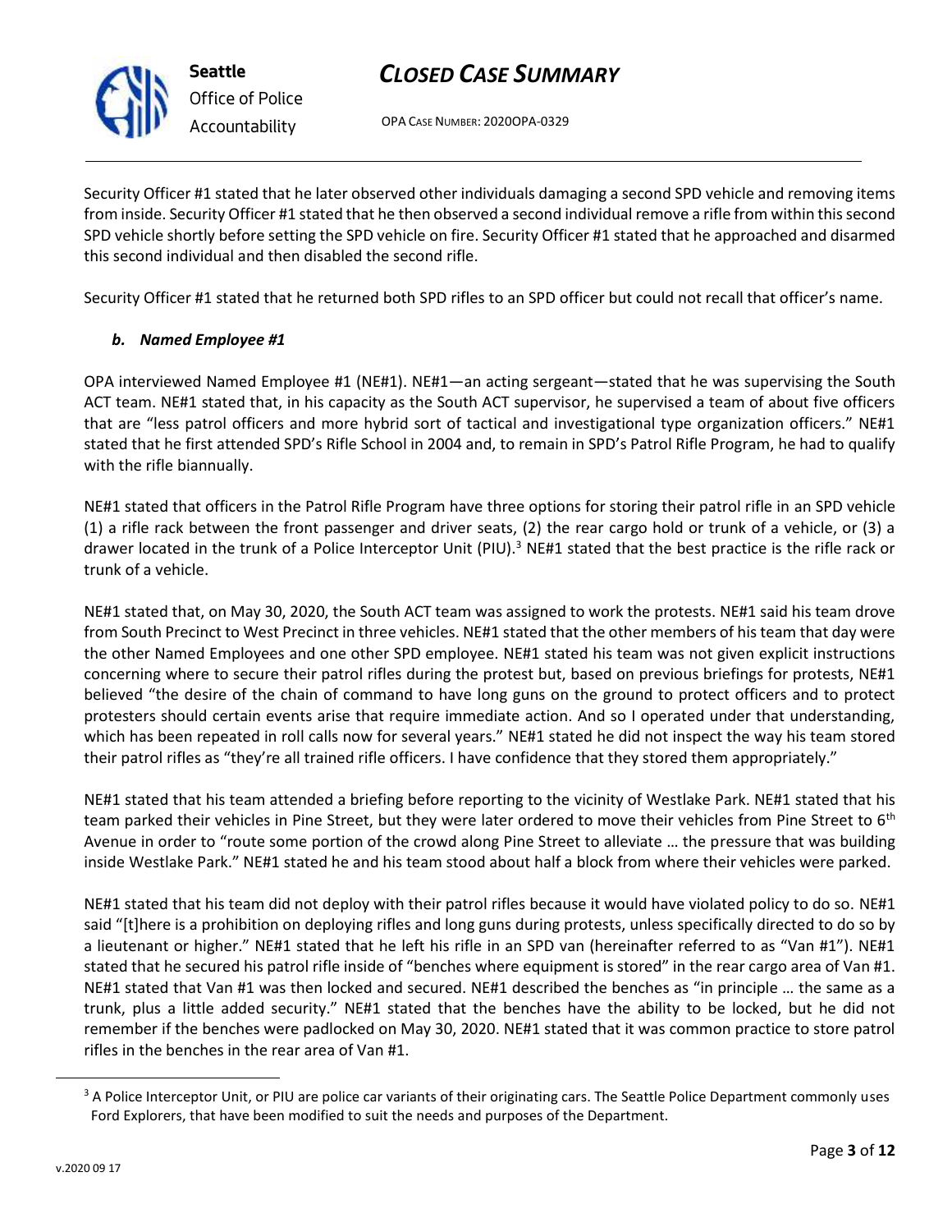Security Officer #1 stated that he later observed other individuals damaging a second SPD vehicle and removing items from inside. Security Officer #1 stated that he then observed a second individual remove a rifle from within this second SPD vehicle shortly before setting the SPD vehicle on fire. Security Officer #1 stated that he approached and disarmed this second individual and then disabled the second rifle.

Security Officer #1 stated that he returned both SPD rifles to an SPD officer but could not recall that officer's name.

### *b. Named Employee #1*

OPA interviewed Named Employee #1 (NE#1). NE#1—an acting sergeant—stated that he was supervising the South ACT team. NE#1 stated that, in his capacity as the South ACT supervisor, he supervised a team of about five officers that are "less patrol officers and more hybrid sort of tactical and investigational type organization officers." NE#1 stated that he first attended SPD's Rifle School in 2004 and, to remain in SPD's Patrol Rifle Program, he had to qualify with the rifle biannually.

NE#1 stated that officers in the Patrol Rifle Program have three options for storing their patrol rifle in an SPD vehicle (1) a rifle rack between the front passenger and driver seats, (2) the rear cargo hold or trunk of a vehicle, or (3) a drawer located in the trunk of a Police Interceptor Unit (PIU).[3] NE#1 stated that the best practice is the rifle rack or trunk of a vehicle.

NE#1 stated that, on May 30, 2020, the South ACT team was assigned to work the protests. NE#1 said his team drove from South Precinct to West Precinct in three vehicles. NE#1 stated that the other members of his team that day were the other Named Employees and one other SPD employee. NE#1 stated his team was not given explicit instructions concerning where to secure their patrol rifles during the protest but, based on previous briefings for protests, NE#1 believed "the desire of the chain of command to have long guns on the ground to protect officers and to protect protesters should certain events arise that require immediate action. And so I operated under that understanding, which has been repeated in roll calls now for several years." NE#1 stated he did not inspect the way his team stored their patrol rifles as "they're all trained rifle officers. I have confidence that they stored them appropriately."

NE#1 stated that his team attended a briefing before reporting to the vicinity of Westlake Park. NE#1 stated that his team parked their vehicles in Pine Street, but they were later ordered to move their vehicles from Pine Street to 6th Avenue in order to "route some portion of the crowd along Pine Street to alleviate … the pressure that was building inside Westlake Park." NE#1 stated he and his team stood about half a block from where their vehicles were parked.

NE#1 stated that his team did not deploy with their patrol rifles because it would have violated policy to do so. NE#1 said "[t]here is a prohibition on deploying rifles and long guns during protests, unless specifically directed to do so by a lieutenant or higher." NE#1 stated that he left his rifle in an SPD van (hereinafter referred to as "Van #1"). NE#1 stated that he secured his patrol rifle inside of "benches where equipment is stored" in the rear cargo area of Van #1. NE#1 stated that Van #1 was then locked and secured. NE#1 described the benches as "in principle … the same as a trunk, plus a little added security." NE#1 stated that the benches have the ability to be locked, but he did not remember if the benches were padlocked on May 30, 2020. NE#1 stated that it was common practice to store patrol rifles in the benches in the rear area of Van #1.

---

[3] A Police Interceptor Unit, or PIU are police car variants of their originating cars. The Seattle Police Department commonly uses Ford Explorers, that have been modified to suit the needs and purposes of the Department.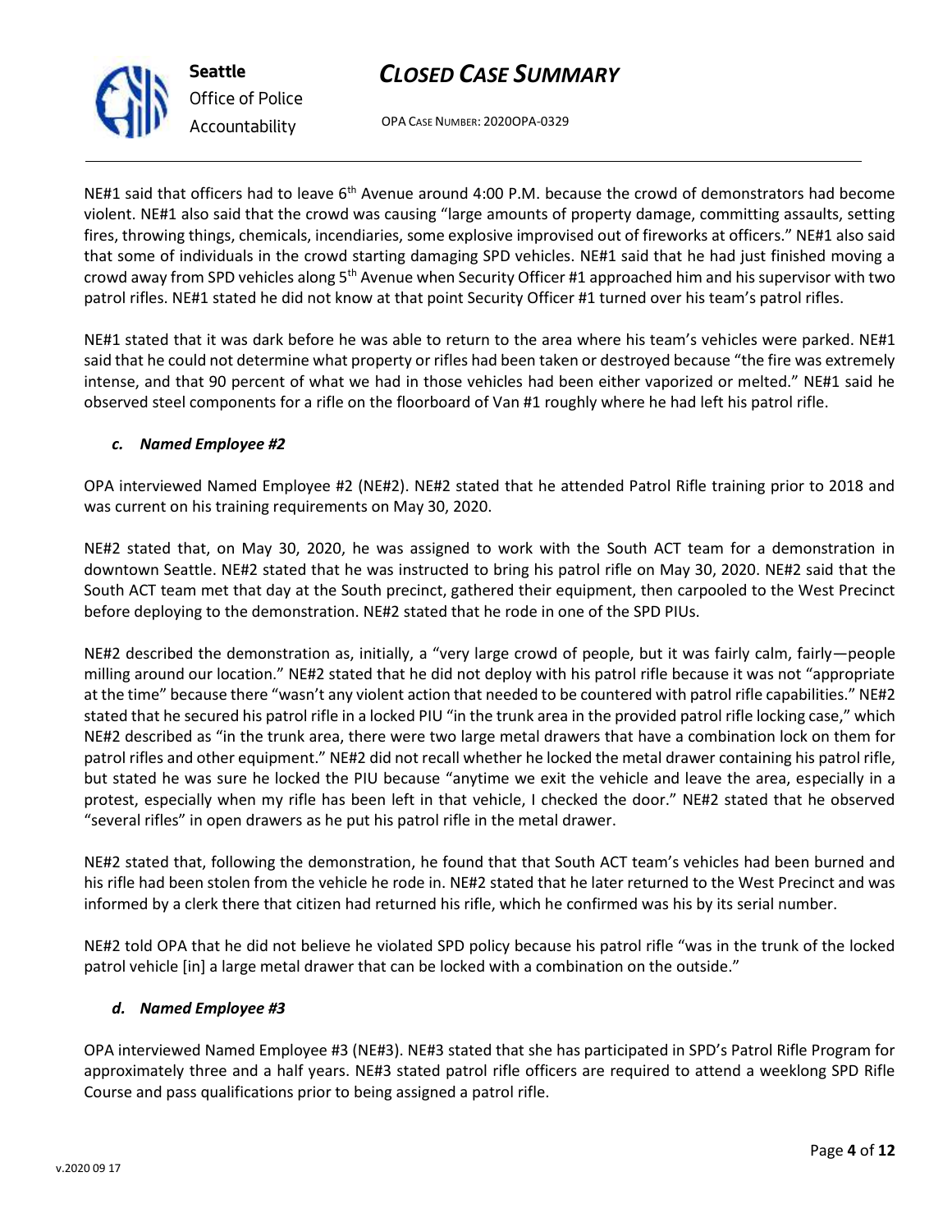NE#1 said that officers had to leave 6th Avenue around 4:00 P.M. because the crowd of demonstrators had become violent. NE#1 also said that the crowd was causing "large amounts of property damage, committing assaults, setting fires, throwing things, chemicals, incendiaries, some explosive improvised out of fireworks at officers." NE#1 also said that some of individuals in the crowd starting damaging SPD vehicles. NE#1 said that he had just finished moving a crowd away from SPD vehicles along 5th Avenue when Security Officer #1 approached him and his supervisor with two patrol rifles. NE#1 stated he did not know at that point Security Officer #1 turned over his team's patrol rifles.

NE#1 stated that it was dark before he was able to return to the area where his team's vehicles were parked. NE#1 said that he could not determine what property or rifles had been taken or destroyed because "the fire was extremely intense, and that 90 percent of what we had in those vehicles had been either vaporized or melted." NE#1 said he observed steel components for a rifle on the floorboard of Van #1 roughly where he had left his patrol rifle.

### *c. Named Employee #2*

OPA interviewed Named Employee #2 (NE#2). NE#2 stated that he attended Patrol Rifle training prior to 2018 and was current on his training requirements on May 30, 2020.

NE#2 stated that, on May 30, 2020, he was assigned to work with the South ACT team for a demonstration in downtown Seattle. NE#2 stated that he was instructed to bring his patrol rifle on May 30, 2020. NE#2 said that the South ACT team met that day at the South precinct, gathered their equipment, then carpooled to the West Precinct before deploying to the demonstration. NE#2 stated that he rode in one of the SPD PIUs.

NE#2 described the demonstration as, initially, a "very large crowd of people, but it was fairly calm, fairly—people milling around our location." NE#2 stated that he did not deploy with his patrol rifle because it was not "appropriate at the time" because there "wasn't any violent action that needed to be countered with patrol rifle capabilities." NE#2 stated that he secured his patrol rifle in a locked PIU "in the trunk area in the provided patrol rifle locking case," which NE#2 described as "in the trunk area, there were two large metal drawers that have a combination lock on them for patrol rifles and other equipment." NE#2 did not recall whether he locked the metal drawer containing his patrol rifle, but stated he was sure he locked the PIU because "anytime we exit the vehicle and leave the area, especially in a protest, especially when my rifle has been left in that vehicle, I checked the door." NE#2 stated that he observed "several rifles" in open drawers as he put his patrol rifle in the metal drawer.

NE#2 stated that, following the demonstration, he found that that South ACT team's vehicles had been burned and his rifle had been stolen from the vehicle he rode in. NE#2 stated that he later returned to the West Precinct and was informed by a clerk there that citizen had returned his rifle, which he confirmed was his by its serial number.

NE#2 told OPA that he did not believe he violated SPD policy because his patrol rifle "was in the trunk of the locked patrol vehicle [in] a large metal drawer that can be locked with a combination on the outside."

### *d. Named Employee #3*

OPA interviewed Named Employee #3 (NE#3). NE#3 stated that she has participated in SPD's Patrol Rifle Program for approximately three and a half years. NE#3 stated patrol rifle officers are required to attend a weeklong SPD Rifle Course and pass qualifications prior to being assigned a patrol rifle.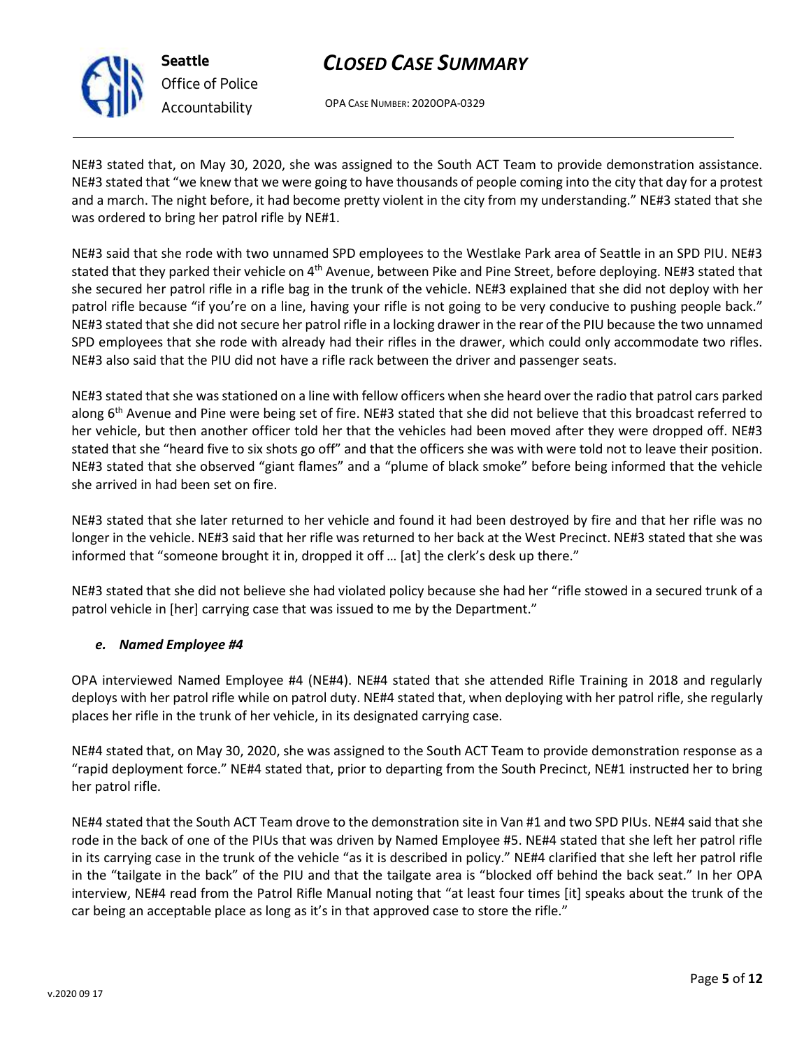NE#3 stated that, on May 30, 2020, she was assigned to the South ACT Team to provide demonstration assistance. NE#3 stated that "we knew that we were going to have thousands of people coming into the city that day for a protest and a march. The night before, it had become pretty violent in the city from my understanding." NE#3 stated that she was ordered to bring her patrol rifle by NE#1.

NE#3 said that she rode with two unnamed SPD employees to the Westlake Park area of Seattle in an SPD PIU. NE#3 stated that they parked their vehicle on 4th Avenue, between Pike and Pine Street, before deploying. NE#3 stated that she secured her patrol rifle in a rifle bag in the trunk of the vehicle. NE#3 explained that she did not deploy with her patrol rifle because "if you're on a line, having your rifle is not going to be very conducive to pushing people back." NE#3 stated that she did not secure her patrol rifle in a locking drawer in the rear of the PIU because the two unnamed SPD employees that she rode with already had their rifles in the drawer, which could only accommodate two rifles. NE#3 also said that the PIU did not have a rifle rack between the driver and passenger seats.

NE#3 stated that she was stationed on a line with fellow officers when she heard over the radio that patrol cars parked along 6th Avenue and Pine were being set of fire. NE#3 stated that she did not believe that this broadcast referred to her vehicle, but then another officer told her that the vehicles had been moved after they were dropped off. NE#3 stated that she "heard five to six shots go off" and that the officers she was with were told not to leave their position. NE#3 stated that she observed "giant flames" and a "plume of black smoke" before being informed that the vehicle she arrived in had been set on fire.

NE#3 stated that she later returned to her vehicle and found it had been destroyed by fire and that her rifle was no longer in the vehicle. NE#3 said that her rifle was returned to her back at the West Precinct. NE#3 stated that she was informed that "someone brought it in, dropped it off … [at] the clerk's desk up there."

NE#3 stated that she did not believe she had violated policy because she had her "rifle stowed in a secured trunk of a patrol vehicle in [her] carrying case that was issued to me by the Department."

### *e. Named Employee #4*

OPA interviewed Named Employee #4 (NE#4). NE#4 stated that she attended Rifle Training in 2018 and regularly deploys with her patrol rifle while on patrol duty. NE#4 stated that, when deploying with her patrol rifle, she regularly places her rifle in the trunk of her vehicle, in its designated carrying case.

NE#4 stated that, on May 30, 2020, she was assigned to the South ACT Team to provide demonstration response as a "rapid deployment force." NE#4 stated that, prior to departing from the South Precinct, NE#1 instructed her to bring her patrol rifle.

NE#4 stated that the South ACT Team drove to the demonstration site in Van #1 and two SPD PIUs. NE#4 said that she rode in the back of one of the PIUs that was driven by Named Employee #5. NE#4 stated that she left her patrol rifle in its carrying case in the trunk of the vehicle "as it is described in policy." NE#4 clarified that she left her patrol rifle in the "tailgate in the back" of the PIU and that the tailgate area is "blocked off behind the back seat." In her OPA interview, NE#4 read from the Patrol Rifle Manual noting that "at least four times [it] speaks about the trunk of the car being an acceptable place as long as it's in that approved case to store the rifle."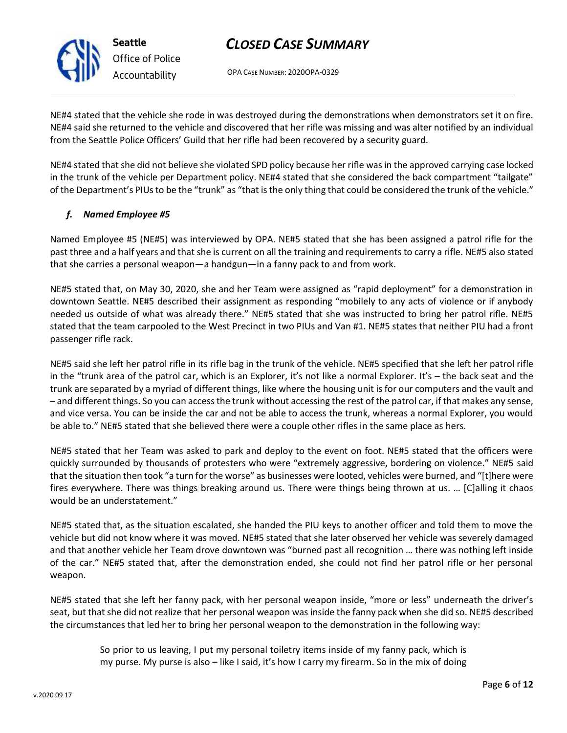NE#4 stated that the vehicle she rode in was destroyed during the demonstrations when demonstrators set it on fire. NE#4 said she returned to the vehicle and discovered that her rifle was missing and was alter notified by an individual from the Seattle Police Officers' Guild that her rifle had been recovered by a security guard.

NE#4 stated that she did not believe she violated SPD policy because her rifle was in the approved carrying case locked in the trunk of the vehicle per Department policy. NE#4 stated that she considered the back compartment "tailgate" of the Department's PIUs to be the "trunk" as "that is the only thing that could be considered the trunk of the vehicle."

### *f. Named Employee #5*

Named Employee #5 (NE#5) was interviewed by OPA. NE#5 stated that she has been assigned a patrol rifle for the past three and a half years and that she is current on all the training and requirements to carry a rifle. NE#5 also stated that she carries a personal weapon—a handgun—in a fanny pack to and from work.

NE#5 stated that, on May 30, 2020, she and her Team were assigned as "rapid deployment" for a demonstration in downtown Seattle. NE#5 described their assignment as responding "mobilely to any acts of violence or if anybody needed us outside of what was already there." NE#5 stated that she was instructed to bring her patrol rifle. NE#5 stated that the team carpooled to the West Precinct in two PIUs and Van #1. NE#5 states that neither PIU had a front passenger rifle rack.

NE#5 said she left her patrol rifle in its rifle bag in the trunk of the vehicle. NE#5 specified that she left her patrol rifle in the "trunk area of the patrol car, which is an Explorer, it's not like a normal Explorer. It's – the back seat and the trunk are separated by a myriad of different things, like where the housing unit is for our computers and the vault and – and different things. So you can access the trunk without accessing the rest of the patrol car, if that makes any sense, and vice versa. You can be inside the car and not be able to access the trunk, whereas a normal Explorer, you would be able to." NE#5 stated that she believed there were a couple other rifles in the same place as hers.

NE#5 stated that her Team was asked to park and deploy to the event on foot. NE#5 stated that the officers were quickly surrounded by thousands of protesters who were "extremely aggressive, bordering on violence." NE#5 said that the situation then took "a turn for the worse" as businesses were looted, vehicles were burned, and "[t]here were fires everywhere. There was things breaking around us. There were things being thrown at us. … [C]alling it chaos would be an understatement."

NE#5 stated that, as the situation escalated, she handed the PIU keys to another officer and told them to move the vehicle but did not know where it was moved. NE#5 stated that she later observed her vehicle was severely damaged and that another vehicle her Team drove downtown was "burned past all recognition … there was nothing left inside of the car." NE#5 stated that, after the demonstration ended, she could not find her patrol rifle or her personal weapon.

NE#5 stated that she left her fanny pack, with her personal weapon inside, "more or less" underneath the driver's seat, but that she did not realize that her personal weapon was inside the fanny pack when she did so. NE#5 described the circumstances that led her to bring her personal weapon to the demonstration in the following way:

> So prior to us leaving, I put my personal toiletry items inside of my fanny pack, which is my purse. My purse is also – like I said, it's how I carry my firearm. So in the mix of doing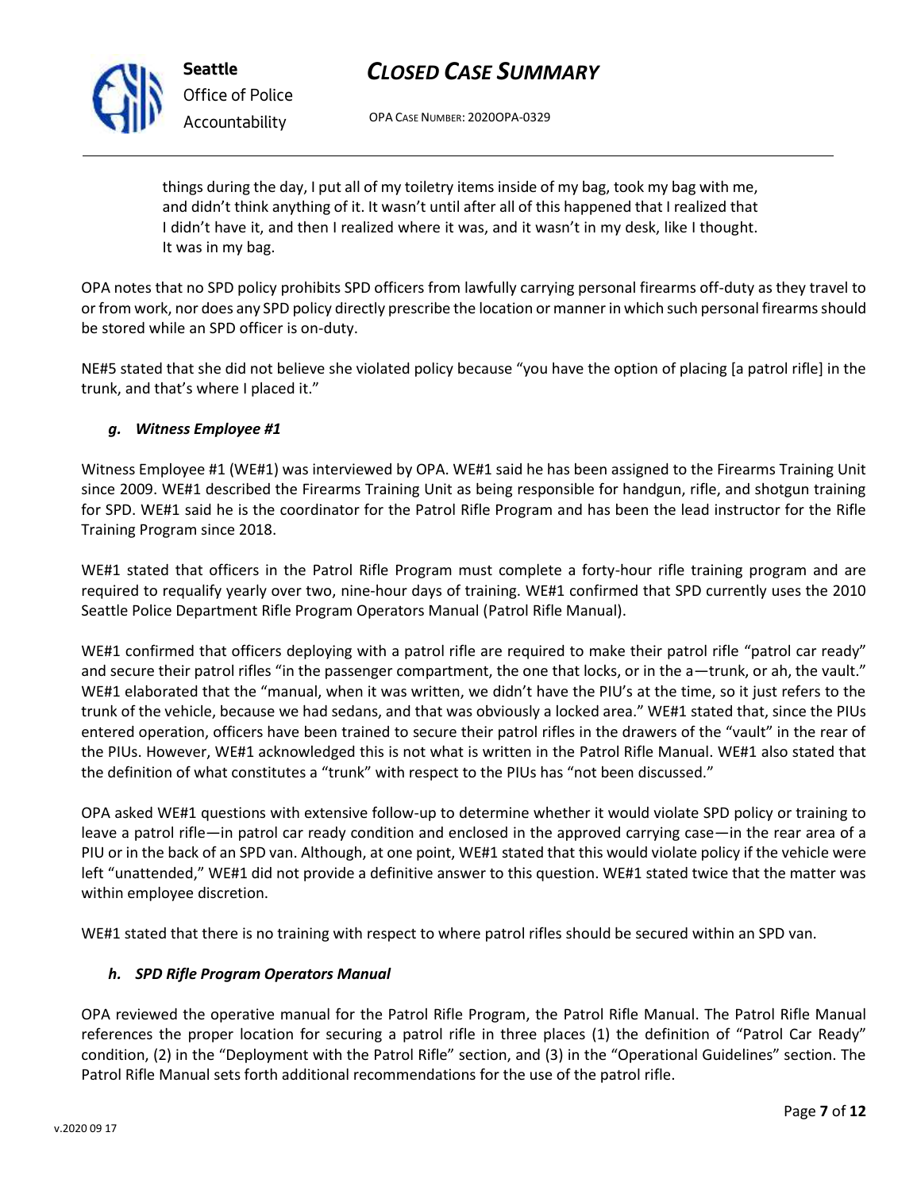> things during the day, I put all of my toiletry items inside of my bag, took my bag with me, and didn't think anything of it. It wasn't until after all of this happened that I realized that I didn't have it, and then I realized where it was, and it wasn't in my desk, like I thought. It was in my bag.

OPA notes that no SPD policy prohibits SPD officers from lawfully carrying personal firearms off-duty as they travel to or from work, nor does any SPD policy directly prescribe the location or manner in which such personal firearms should be stored while an SPD officer is on-duty.

NE#5 stated that she did not believe she violated policy because "you have the option of placing [a patrol rifle] in the trunk, and that's where I placed it."

### *g. Witness Employee #1*

Witness Employee #1 (WE#1) was interviewed by OPA. WE#1 said he has been assigned to the Firearms Training Unit since 2009. WE#1 described the Firearms Training Unit as being responsible for handgun, rifle, and shotgun training for SPD. WE#1 said he is the coordinator for the Patrol Rifle Program and has been the lead instructor for the Rifle Training Program since 2018.

WE#1 stated that officers in the Patrol Rifle Program must complete a forty-hour rifle training program and are required to requalify yearly over two, nine-hour days of training. WE#1 confirmed that SPD currently uses the 2010 Seattle Police Department Rifle Program Operators Manual (Patrol Rifle Manual).

WE#1 confirmed that officers deploying with a patrol rifle are required to make their patrol rifle "patrol car ready" and secure their patrol rifles "in the passenger compartment, the one that locks, or in the a—trunk, or ah, the vault." WE#1 elaborated that the "manual, when it was written, we didn't have the PIU's at the time, so it just refers to the trunk of the vehicle, because we had sedans, and that was obviously a locked area." WE#1 stated that, since the PIUs entered operation, officers have been trained to secure their patrol rifles in the drawers of the "vault" in the rear of the PIUs. However, WE#1 acknowledged this is not what is written in the Patrol Rifle Manual. WE#1 also stated that the definition of what constitutes a "trunk" with respect to the PIUs has "not been discussed."

OPA asked WE#1 questions with extensive follow-up to determine whether it would violate SPD policy or training to leave a patrol rifle—in patrol car ready condition and enclosed in the approved carrying case—in the rear area of a PIU or in the back of an SPD van. Although, at one point, WE#1 stated that this would violate policy if the vehicle were left "unattended," WE#1 did not provide a definitive answer to this question. WE#1 stated twice that the matter was within employee discretion.

WE#1 stated that there is no training with respect to where patrol rifles should be secured within an SPD van.

### *h. SPD Rifle Program Operators Manual*

OPA reviewed the operative manual for the Patrol Rifle Program, the Patrol Rifle Manual. The Patrol Rifle Manual references the proper location for securing a patrol rifle in three places (1) the definition of "Patrol Car Ready" condition, (2) in the "Deployment with the Patrol Rifle" section, and (3) in the "Operational Guidelines" section. The Patrol Rifle Manual sets forth additional recommendations for the use of the patrol rifle.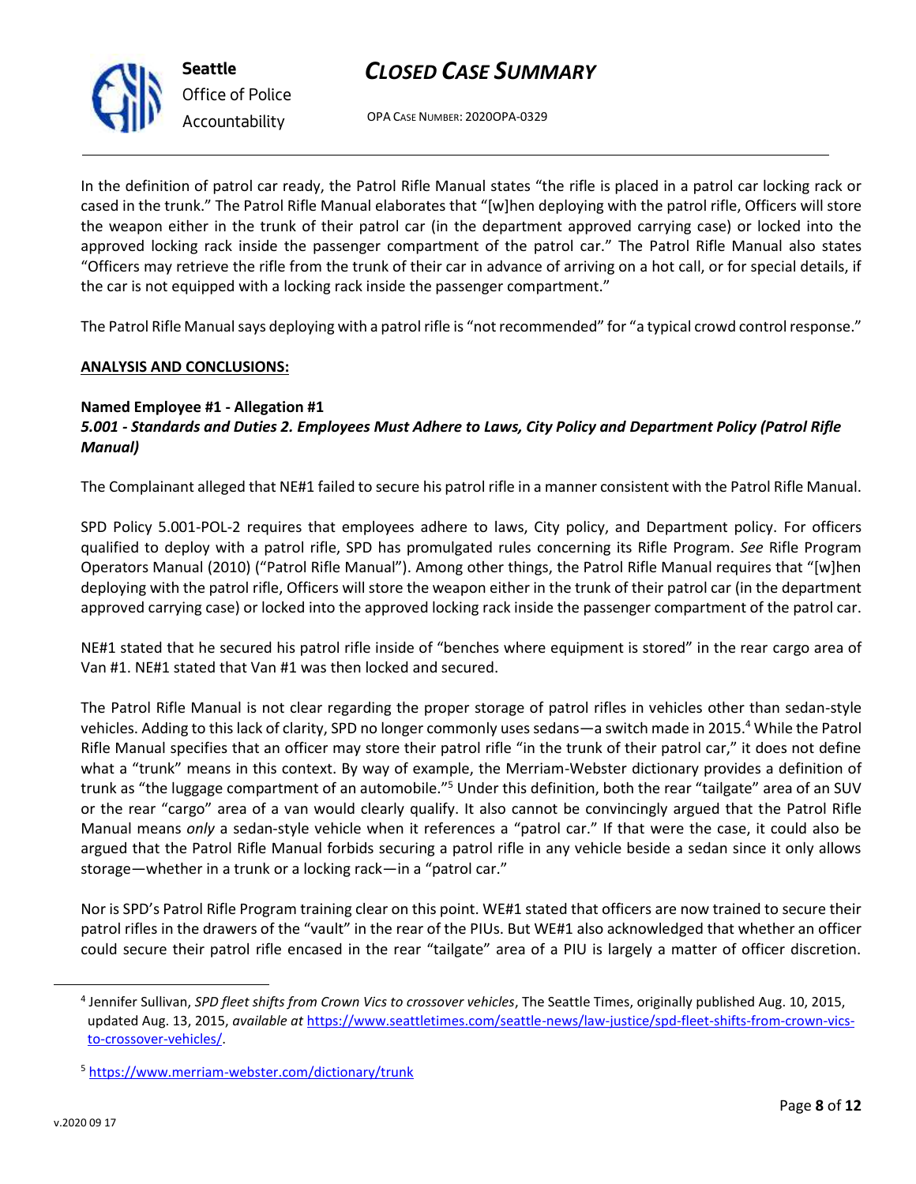In the definition of patrol car ready, the Patrol Rifle Manual states "the rifle is placed in a patrol car locking rack or cased in the trunk." The Patrol Rifle Manual elaborates that "[w]hen deploying with the patrol rifle, Officers will store the weapon either in the trunk of their patrol car (in the department approved carrying case) or locked into the approved locking rack inside the passenger compartment of the patrol car." The Patrol Rifle Manual also states "Officers may retrieve the rifle from the trunk of their car in advance of arriving on a hot call, or for special details, if the car is not equipped with a locking rack inside the passenger compartment."

The Patrol Rifle Manual says deploying with a patrol rifle is "not recommended" for "a typical crowd control response."

**ANALYSIS AND CONCLUSIONS:**

**Named Employee #1 - Allegation #1**
***5.001 - Standards and Duties 2. Employees Must Adhere to Laws, City Policy and Department Policy (Patrol Rifle Manual)***

The Complainant alleged that NE#1 failed to secure his patrol rifle in a manner consistent with the Patrol Rifle Manual.

SPD Policy 5.001-POL-2 requires that employees adhere to laws, City policy, and Department policy. For officers qualified to deploy with a patrol rifle, SPD has promulgated rules concerning its Rifle Program. *See* Rifle Program Operators Manual (2010) ("Patrol Rifle Manual"). Among other things, the Patrol Rifle Manual requires that "[w]hen deploying with the patrol rifle, Officers will store the weapon either in the trunk of their patrol car (in the department approved carrying case) or locked into the approved locking rack inside the passenger compartment of the patrol car.

NE#1 stated that he secured his patrol rifle inside of "benches where equipment is stored" in the rear cargo area of Van #1. NE#1 stated that Van #1 was then locked and secured.

The Patrol Rifle Manual is not clear regarding the proper storage of patrol rifles in vehicles other than sedan-style vehicles. Adding to this lack of clarity, SPD no longer commonly uses sedans—a switch made in 2015.[4] While the Patrol Rifle Manual specifies that an officer may store their patrol rifle "in the trunk of their patrol car," it does not define what a "trunk" means in this context. By way of example, the Merriam-Webster dictionary provides a definition of trunk as "the luggage compartment of an automobile."[5] Under this definition, both the rear "tailgate" area of an SUV or the rear "cargo" area of a van would clearly qualify. It also cannot be convincingly argued that the Patrol Rifle Manual means *only* a sedan-style vehicle when it references a "patrol car." If that were the case, it could also be argued that the Patrol Rifle Manual forbids securing a patrol rifle in any vehicle beside a sedan since it only allows storage—whether in a trunk or a locking rack—in a "patrol car."

Nor is SPD's Patrol Rifle Program training clear on this point. WE#1 stated that officers are now trained to secure their patrol rifles in the drawers of the "vault" in the rear of the PIUs. But WE#1 also acknowledged that whether an officer could secure their patrol rifle encased in the rear "tailgate" area of a PIU is largely a matter of officer discretion.

---

[4] Jennifer Sullivan, *SPD fleet shifts from Crown Vics to crossover vehicles*, The Seattle Times, originally published Aug. 10, 2015, updated Aug. 13, 2015, *available at* https://www.seattletimes.com/seattle-news/law-justice/spd-fleet-shifts-from-crown-vics-to-crossover-vehicles/.

[5] https://www.merriam-webster.com/dictionary/trunk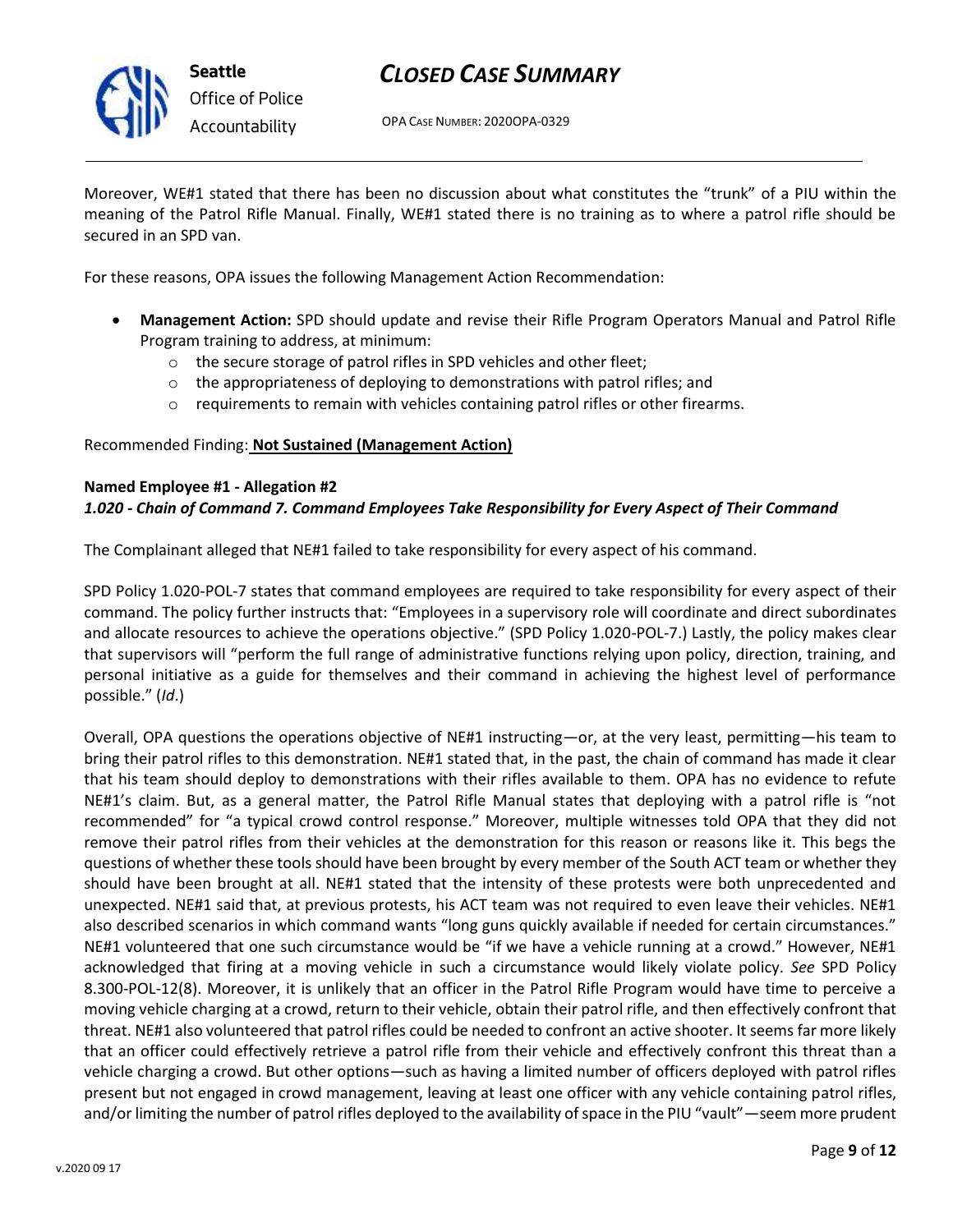Moreover, WE#1 stated that there has been no discussion about what constitutes the "trunk" of a PIU within the meaning of the Patrol Rifle Manual. Finally, WE#1 stated there is no training as to where a patrol rifle should be secured in an SPD van.

For these reasons, OPA issues the following Management Action Recommendation:

- **Management Action:** SPD should update and revise their Rifle Program Operators Manual and Patrol Rifle Program training to address, at minimum:
  - the secure storage of patrol rifles in SPD vehicles and other fleet;
  - the appropriateness of deploying to demonstrations with patrol rifles; and
  - requirements to remain with vehicles containing patrol rifles or other firearms.

Recommended Finding: **Not Sustained (Management Action)**

**Named Employee #1 - Allegation #2**
***1.020 - Chain of Command 7. Command Employees Take Responsibility for Every Aspect of Their Command***

The Complainant alleged that NE#1 failed to take responsibility for every aspect of his command.

SPD Policy 1.020-POL-7 states that command employees are required to take responsibility for every aspect of their command. The policy further instructs that: "Employees in a supervisory role will coordinate and direct subordinates and allocate resources to achieve the operations objective." (SPD Policy 1.020-POL-7.) Lastly, the policy makes clear that supervisors will "perform the full range of administrative functions relying upon policy, direction, training, and personal initiative as a guide for themselves and their command in achieving the highest level of performance possible." (*Id*.)

Overall, OPA questions the operations objective of NE#1 instructing—or, at the very least, permitting—his team to bring their patrol rifles to this demonstration. NE#1 stated that, in the past, the chain of command has made it clear that his team should deploy to demonstrations with their rifles available to them. OPA has no evidence to refute NE#1's claim. But, as a general matter, the Patrol Rifle Manual states that deploying with a patrol rifle is "not recommended" for "a typical crowd control response." Moreover, multiple witnesses told OPA that they did not remove their patrol rifles from their vehicles at the demonstration for this reason or reasons like it. This begs the questions of whether these tools should have been brought by every member of the South ACT team or whether they should have been brought at all. NE#1 stated that the intensity of these protests were both unprecedented and unexpected. NE#1 said that, at previous protests, his ACT team was not required to even leave their vehicles. NE#1 also described scenarios in which command wants "long guns quickly available if needed for certain circumstances." NE#1 volunteered that one such circumstance would be "if we have a vehicle running at a crowd." However, NE#1 acknowledged that firing at a moving vehicle in such a circumstance would likely violate policy. *See* SPD Policy 8.300-POL-12(8). Moreover, it is unlikely that an officer in the Patrol Rifle Program would have time to perceive a moving vehicle charging at a crowd, return to their vehicle, obtain their patrol rifle, and then effectively confront that threat. NE#1 also volunteered that patrol rifles could be needed to confront an active shooter. It seems far more likely that an officer could effectively retrieve a patrol rifle from their vehicle and effectively confront this threat than a vehicle charging a crowd. But other options—such as having a limited number of officers deployed with patrol rifles present but not engaged in crowd management, leaving at least one officer with any vehicle containing patrol rifles, and/or limiting the number of patrol rifles deployed to the availability of space in the PIU "vault"—seem more prudent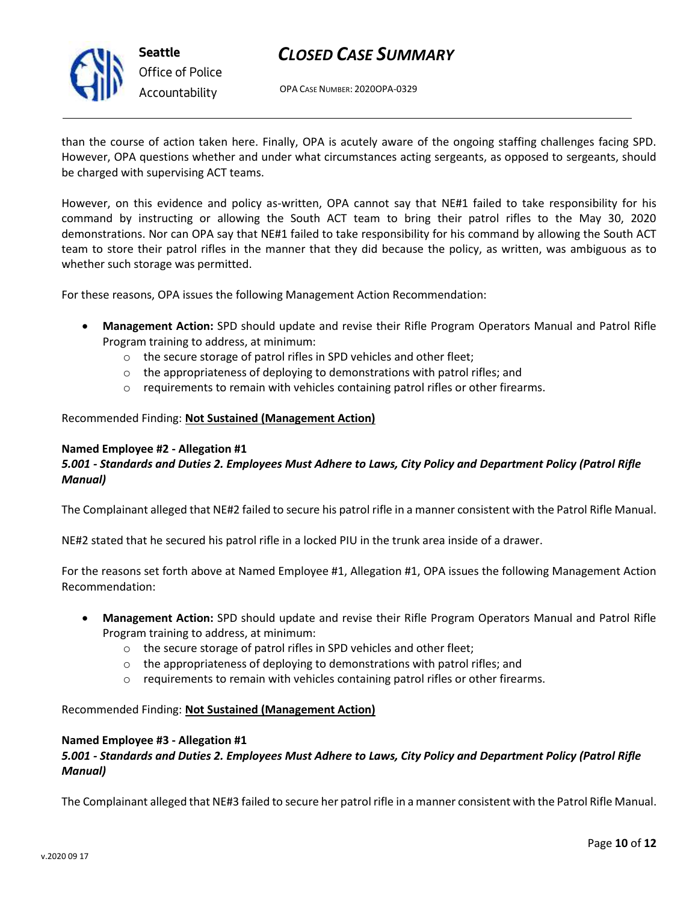than the course of action taken here. Finally, OPA is acutely aware of the ongoing staffing challenges facing SPD. However, OPA questions whether and under what circumstances acting sergeants, as opposed to sergeants, should be charged with supervising ACT teams.

However, on this evidence and policy as-written, OPA cannot say that NE#1 failed to take responsibility for his command by instructing or allowing the South ACT team to bring their patrol rifles to the May 30, 2020 demonstrations. Nor can OPA say that NE#1 failed to take responsibility for his command by allowing the South ACT team to store their patrol rifles in the manner that they did because the policy, as written, was ambiguous as to whether such storage was permitted.

For these reasons, OPA issues the following Management Action Recommendation:

- **Management Action:** SPD should update and revise their Rifle Program Operators Manual and Patrol Rifle Program training to address, at minimum:
  - the secure storage of patrol rifles in SPD vehicles and other fleet;
  - the appropriateness of deploying to demonstrations with patrol rifles; and
  - requirements to remain with vehicles containing patrol rifles or other firearms.

Recommended Finding: **Not Sustained (Management Action)**

**Named Employee #2 - Allegation #1**
***5.001 - Standards and Duties 2. Employees Must Adhere to Laws, City Policy and Department Policy (Patrol Rifle Manual)***

The Complainant alleged that NE#2 failed to secure his patrol rifle in a manner consistent with the Patrol Rifle Manual.

NE#2 stated that he secured his patrol rifle in a locked PIU in the trunk area inside of a drawer.

For the reasons set forth above at Named Employee #1, Allegation #1, OPA issues the following Management Action Recommendation:

- **Management Action:** SPD should update and revise their Rifle Program Operators Manual and Patrol Rifle Program training to address, at minimum:
  - the secure storage of patrol rifles in SPD vehicles and other fleet;
  - the appropriateness of deploying to demonstrations with patrol rifles; and
  - requirements to remain with vehicles containing patrol rifles or other firearms.

Recommended Finding: **Not Sustained (Management Action)**

**Named Employee #3 - Allegation #1**
***5.001 - Standards and Duties 2. Employees Must Adhere to Laws, City Policy and Department Policy (Patrol Rifle Manual)***

The Complainant alleged that NE#3 failed to secure her patrol rifle in a manner consistent with the Patrol Rifle Manual.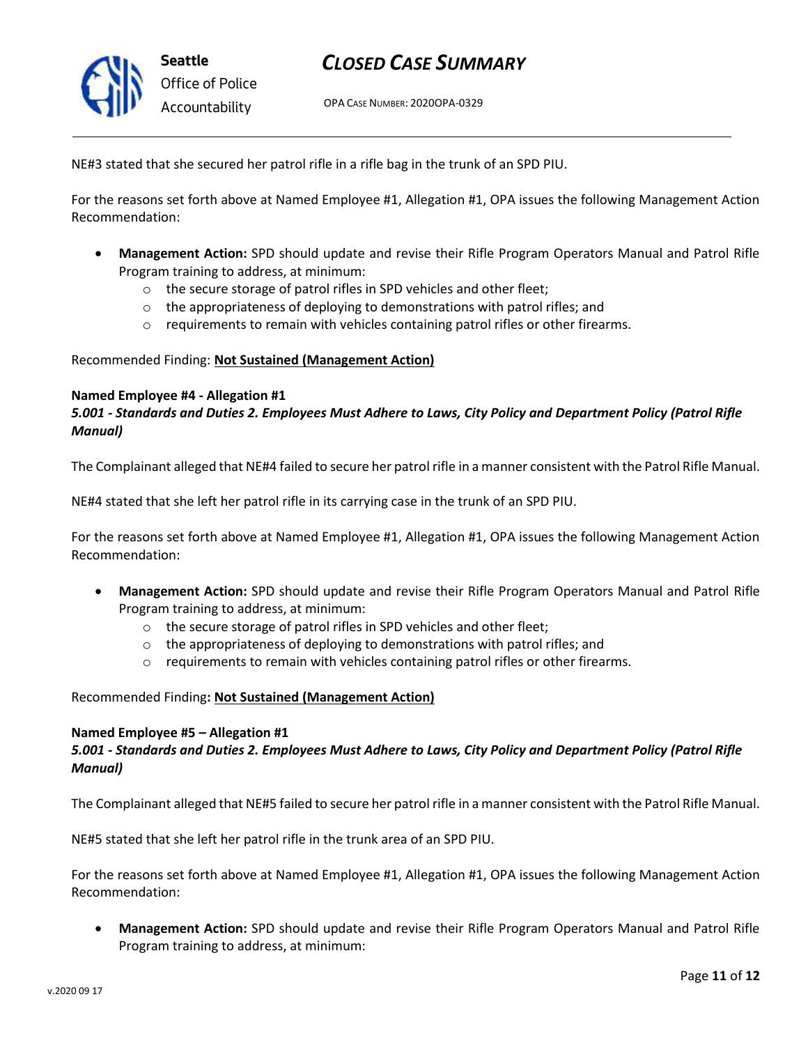NE#3 stated that she secured her patrol rifle in a rifle bag in the trunk of an SPD PIU.

For the reasons set forth above at Named Employee #1, Allegation #1, OPA issues the following Management Action Recommendation:

- **Management Action:** SPD should update and revise their Rifle Program Operators Manual and Patrol Rifle Program training to address, at minimum:
    - the secure storage of patrol rifles in SPD vehicles and other fleet;
    - the appropriateness of deploying to demonstrations with patrol rifles; and
    - requirements to remain with vehicles containing patrol rifles or other firearms.

Recommended Finding: **Not Sustained (Management Action)**

**Named Employee #4 - Allegation #1**
***5.001 - Standards and Duties 2. Employees Must Adhere to Laws, City Policy and Department Policy (Patrol Rifle Manual)***

The Complainant alleged that NE#4 failed to secure her patrol rifle in a manner consistent with the Patrol Rifle Manual.

NE#4 stated that she left her patrol rifle in its carrying case in the trunk of an SPD PIU.

For the reasons set forth above at Named Employee #1, Allegation #1, OPA issues the following Management Action Recommendation:

- **Management Action:** SPD should update and revise their Rifle Program Operators Manual and Patrol Rifle Program training to address, at minimum:
    - the secure storage of patrol rifles in SPD vehicles and other fleet;
    - the appropriateness of deploying to demonstrations with patrol rifles; and
    - requirements to remain with vehicles containing patrol rifles or other firearms.

Recommended Finding**: Not Sustained (Management Action)**

**Named Employee #5 – Allegation #1**
***5.001 - Standards and Duties 2. Employees Must Adhere to Laws, City Policy and Department Policy (Patrol Rifle Manual)***

The Complainant alleged that NE#5 failed to secure her patrol rifle in a manner consistent with the Patrol Rifle Manual.

NE#5 stated that she left her patrol rifle in the trunk area of an SPD PIU.

For the reasons set forth above at Named Employee #1, Allegation #1, OPA issues the following Management Action Recommendation:

- **Management Action:** SPD should update and revise their Rifle Program Operators Manual and Patrol Rifle Program training to address, at minimum: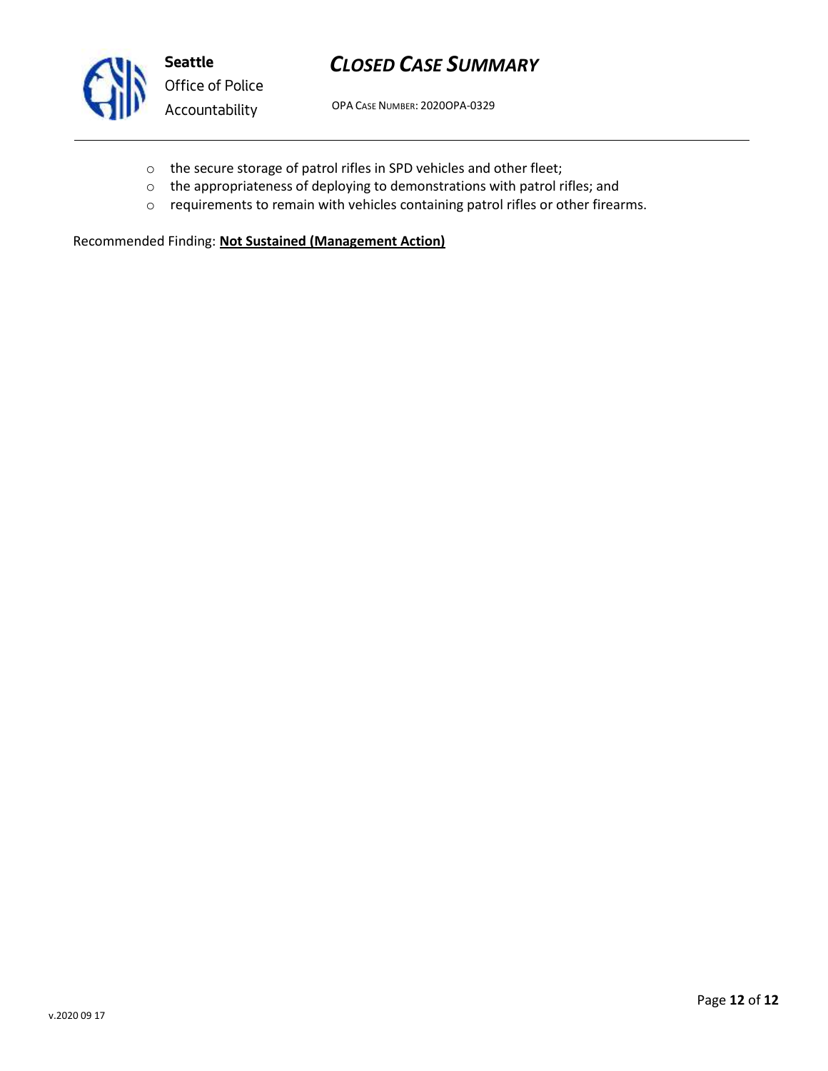- the secure storage of patrol rifles in SPD vehicles and other fleet;
- the appropriateness of deploying to demonstrations with patrol rifles; and
- requirements to remain with vehicles containing patrol rifles or other firearms.

Recommended Finding: **Not Sustained (Management Action)**